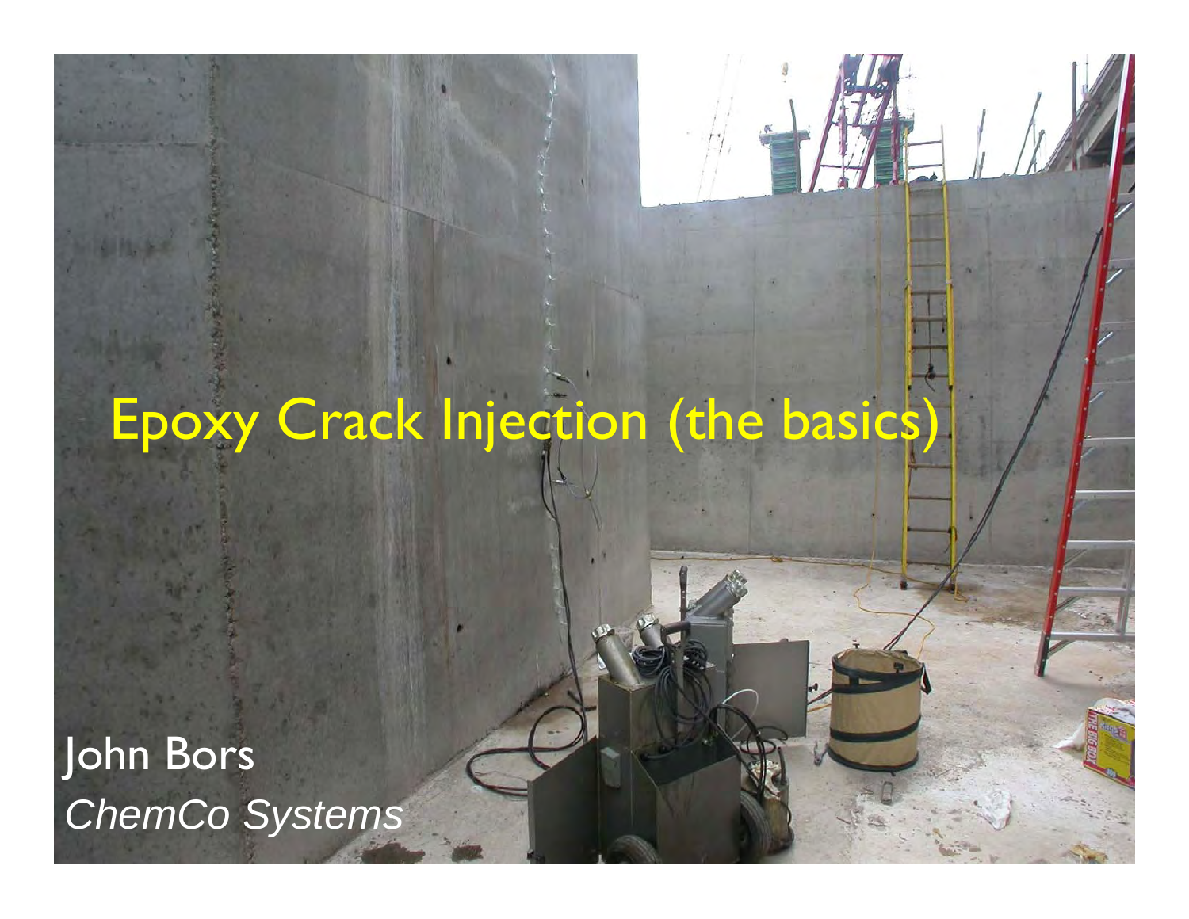# Epoxy Crack Injection (the basics)

John Bors

*ChemCo Systems*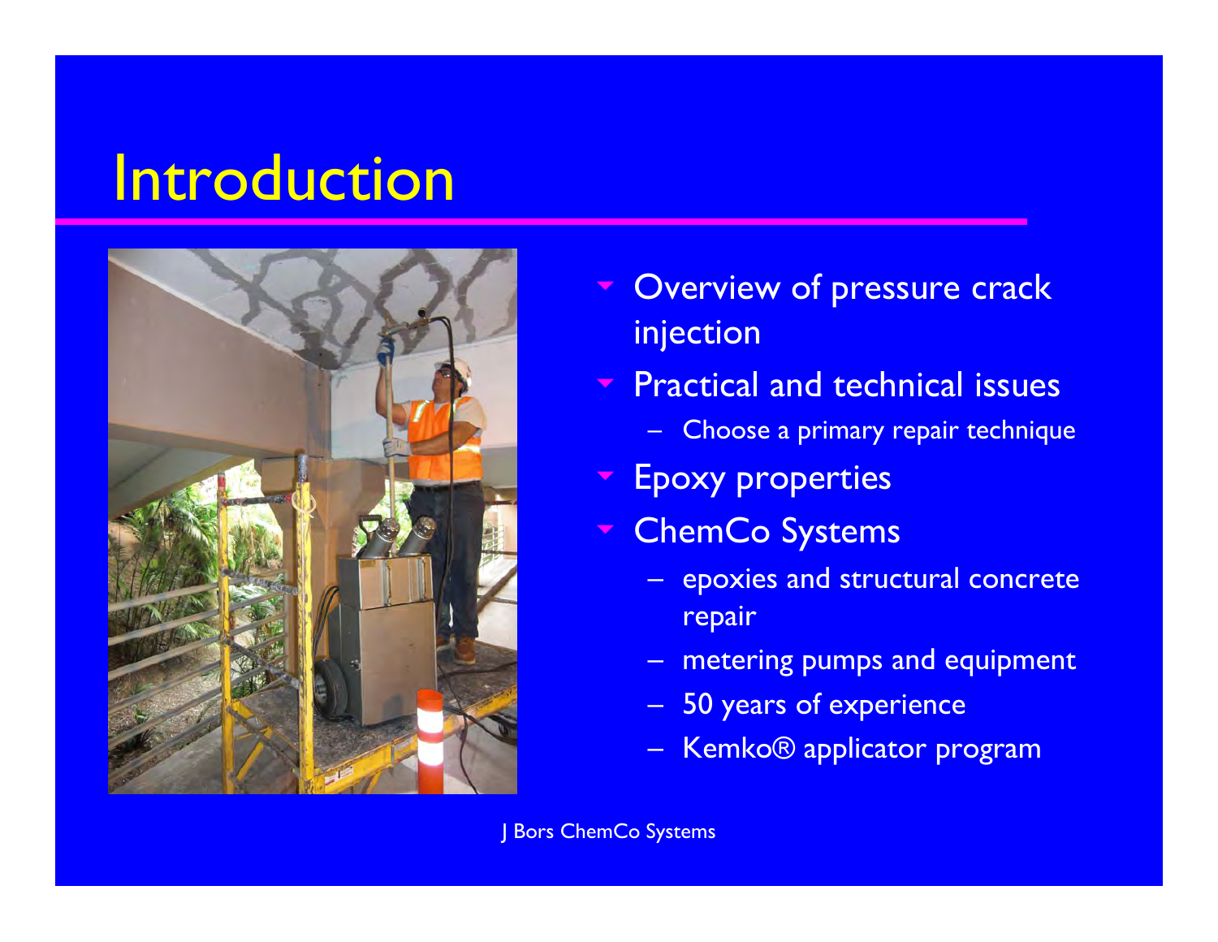# Introduction

- Overview of pressure crack injection
- Practical and technical issues
  - Choose a primary repair technique
- Epoxy properties
- ChemCo Systems
  - epoxies and structural concrete repair
  - metering pumps and equipment
  - 50 years of experience
  - Kemko® applicator program

J Bors ChemCo Systems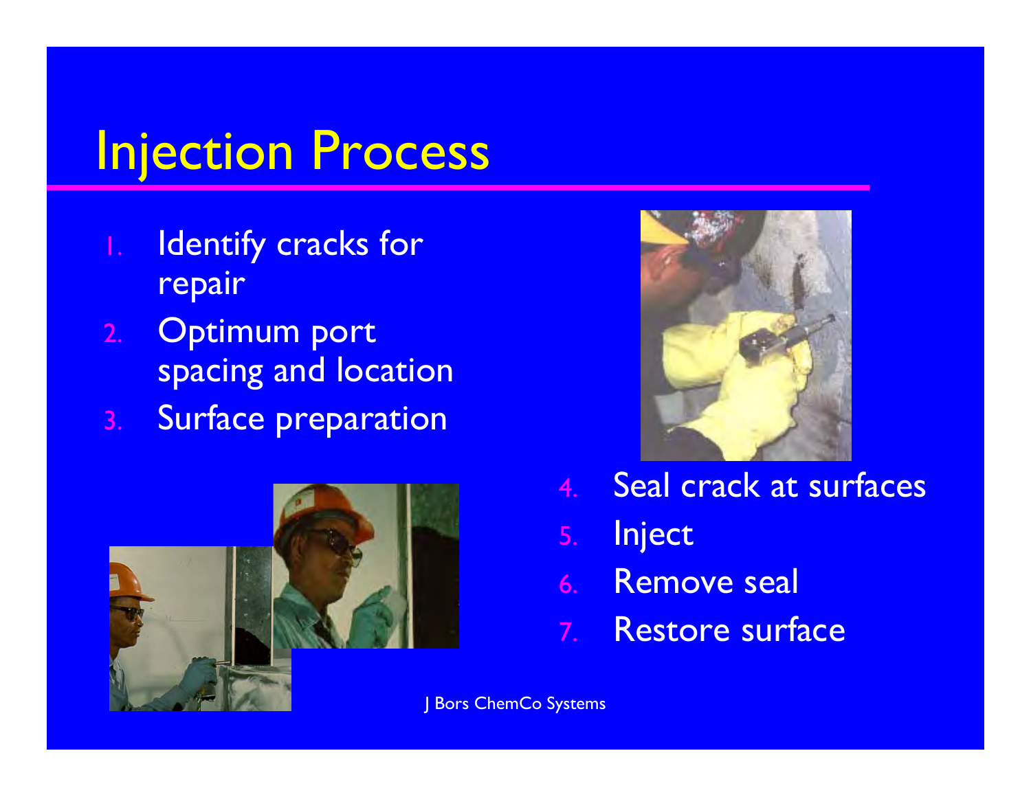# Injection Process

1. Identify cracks for repair
2. Optimum port spacing and location
3. Surface preparation
4. Seal crack at surfaces
5. Inject
6. Remove seal
7. Restore surface

J Bors ChemCo Systems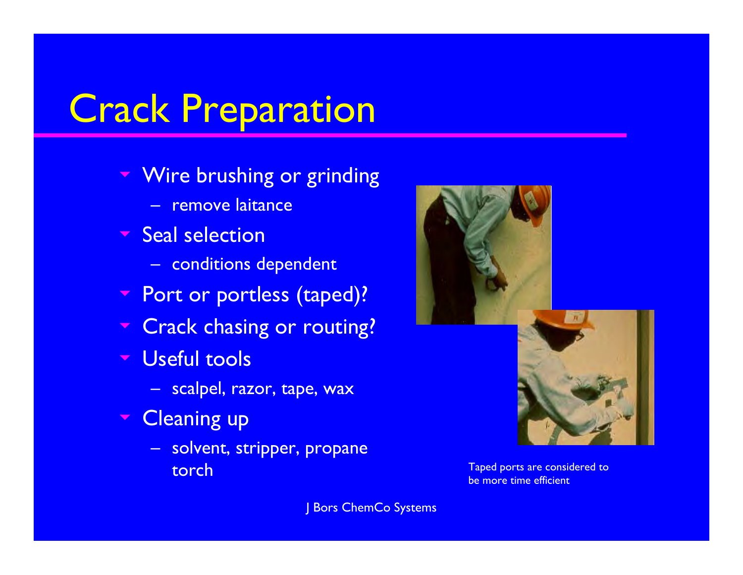# Crack Preparation

- Wire brushing or grinding
  - remove laitance
- Seal selection
  - conditions dependent
- Port or portless (taped)?
- Crack chasing or routing?
- Useful tools
  - scalpel, razor, tape, wax
- Cleaning up
  - solvent, stripper, propane torch

Taped ports are considered to be more time efficient

J Bors ChemCo Systems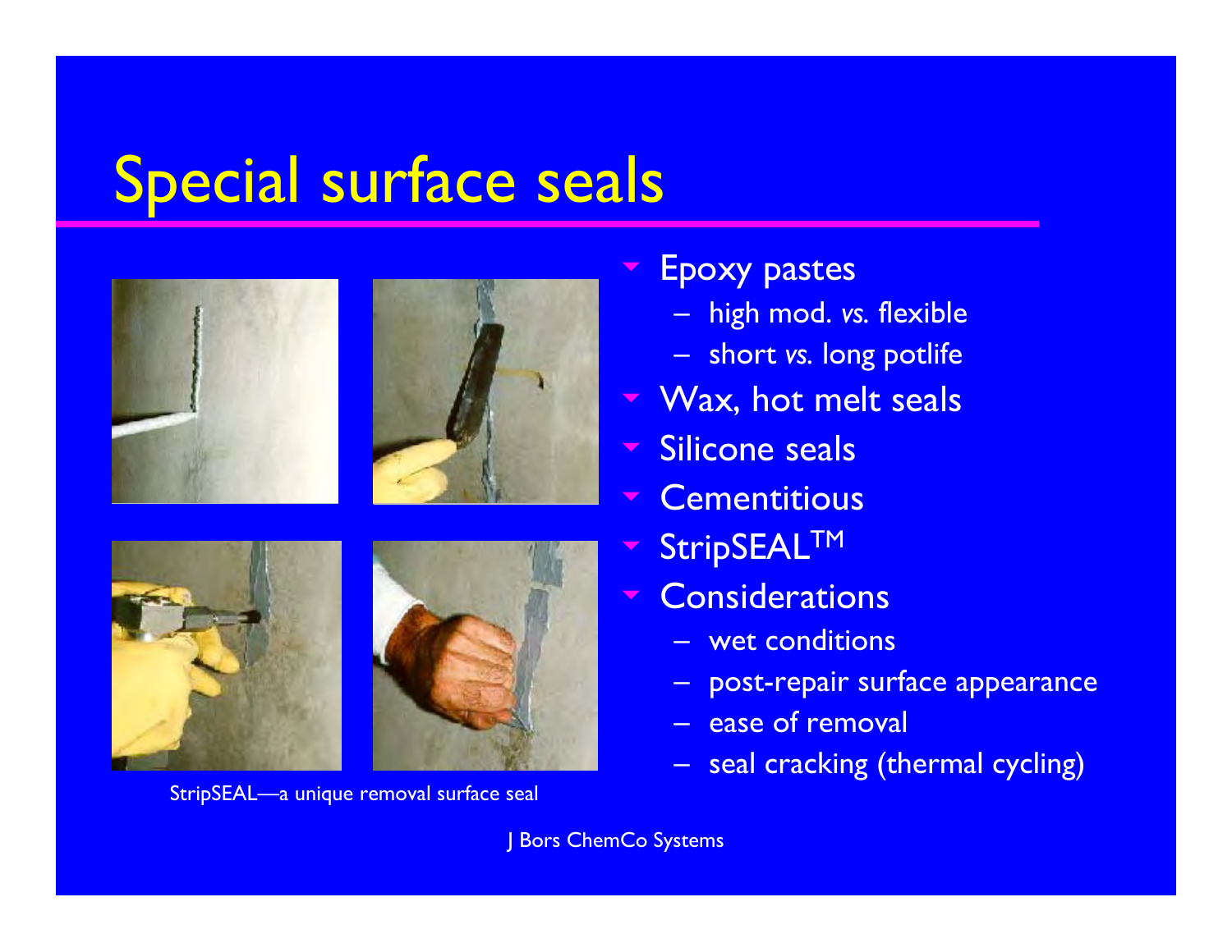# Special surface seals

StripSEAL—a unique removal surface seal

- Epoxy pastes
  - high mod. *vs.* flexible
  - short *vs.* long potlife
- Wax, hot melt seals
- Silicone seals
- Cementitious
- StripSEAL™
- Considerations
  - wet conditions
  - post-repair surface appearance
  - ease of removal
  - seal cracking (thermal cycling)

J Bors ChemCo Systems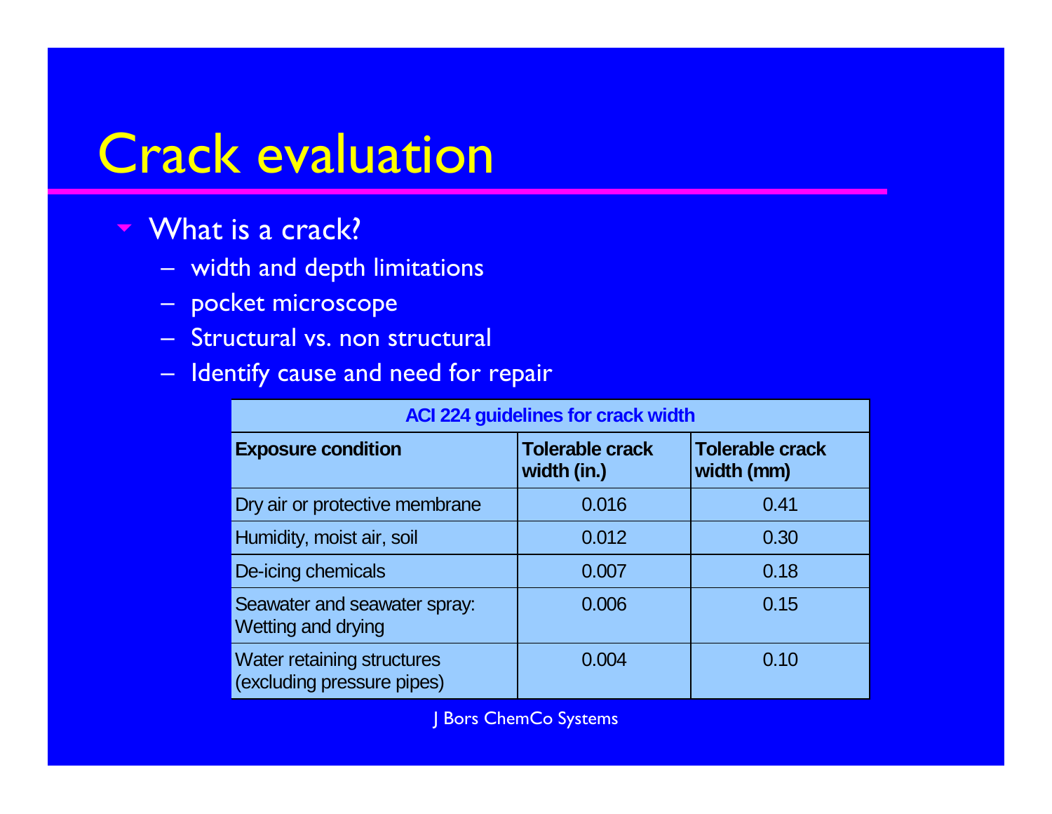# Crack evaluation

- What is a crack?
  - width and depth limitations
  - pocket microscope
  - Structural vs. non structural
  - Identify cause and need for repair

**ACI 224 guidelines for crack width**

| Exposure condition | Tolerable crack width (in.) | Tolerable crack width (mm) |
|---|---|---|
| Dry air or protective membrane | 0.016 | 0.41 |
| Humidity, moist air, soil | 0.012 | 0.30 |
| De-icing chemicals | 0.007 | 0.18 |
| Seawater and seawater spray: Wetting and drying | 0.006 | 0.15 |
| Water retaining structures (excluding pressure pipes) | 0.004 | 0.10 |

J Bors ChemCo Systems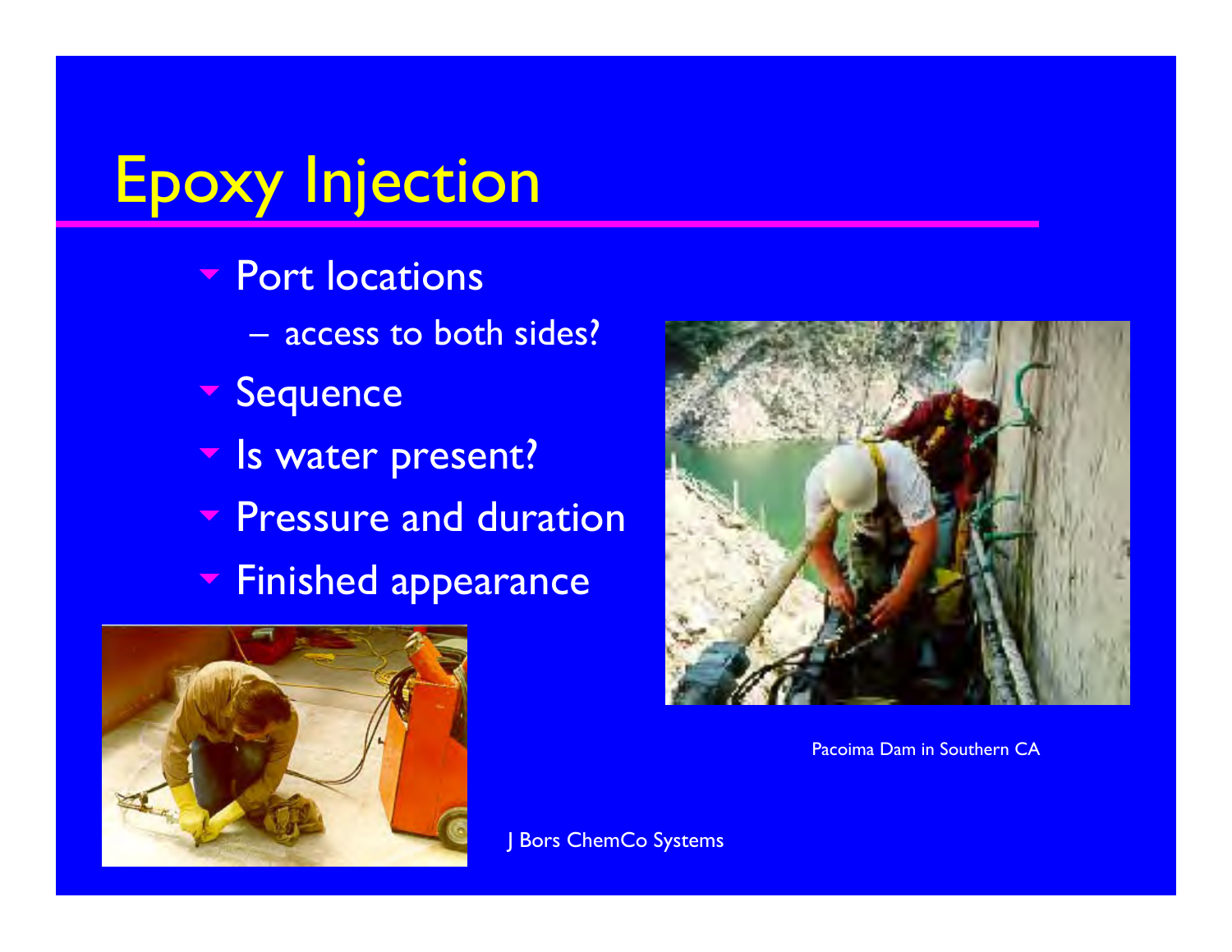# Epoxy Injection

- Port locations
  - access to both sides?
- Sequence
- Is water present?
- Pressure and duration
- Finished appearance

Pacoima Dam in Southern CA

J Bors ChemCo Systems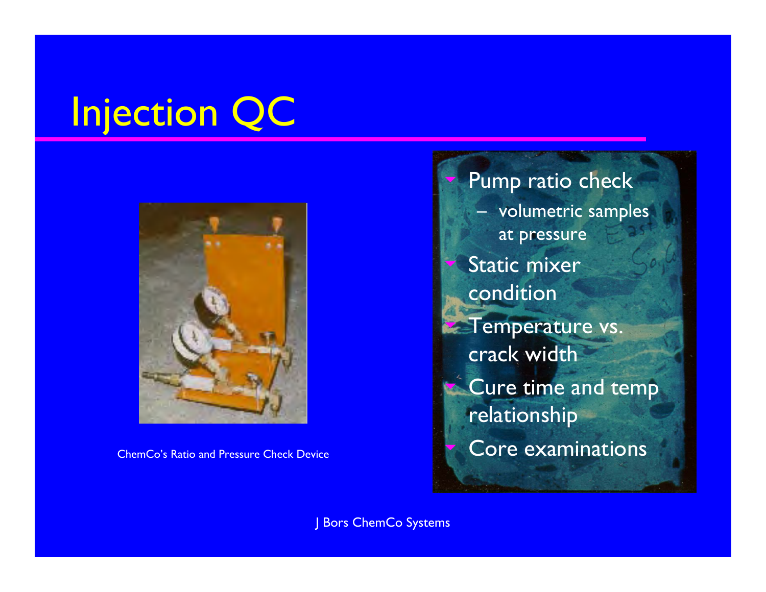# Injection QC

ChemCo's Ratio and Pressure Check Device

- Pump ratio check
  - volumetric samples at pressure
- Static mixer condition
- Temperature vs. crack width
- Cure time and temp relationship
- Core examinations

J Bors ChemCo Systems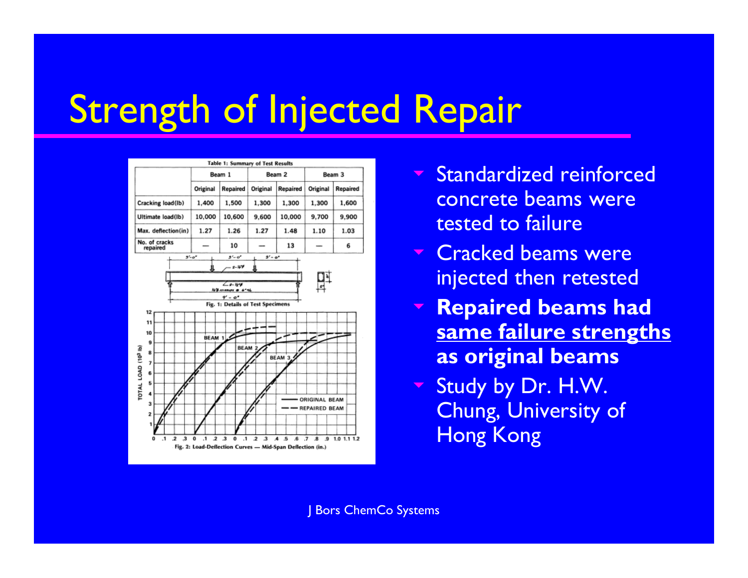# Strength of Injected Repair

**Table 1: Summary of Test Results**

| | Beam 1 | | Beam 2 | | Beam 3 | |
|---|---|---|---|---|---|---|
| | Original | Repaired | Original | Repaired | Original | Repaired |
| Cracking load(lb) | 1,400 | 1,500 | 1,300 | 1,300 | 1,300 | 1,600 |
| Ultimate load(lb) | 10,000 | 10,600 | 9,600 | 10,000 | 9,700 | 9,900 |
| Max. deflection(in) | 1.27 | 1.26 | 1.27 | 1.48 | 1.10 | 1.03 |
| No. of cracks repaired | — | 10 | — | 13 | — | 6 |

Fig. 1: Details of Test Specimens

Fig. 2: Load-Deflection Curves — Mid-Span Deflection (in.)

- Standardized reinforced concrete beams were tested to failure
- Cracked beams were injected then retested
- **Repaired beams had <u>same failure strengths</u> as original beams**
- Study by Dr. H.W. Chung, University of Hong Kong

J Bors ChemCo Systems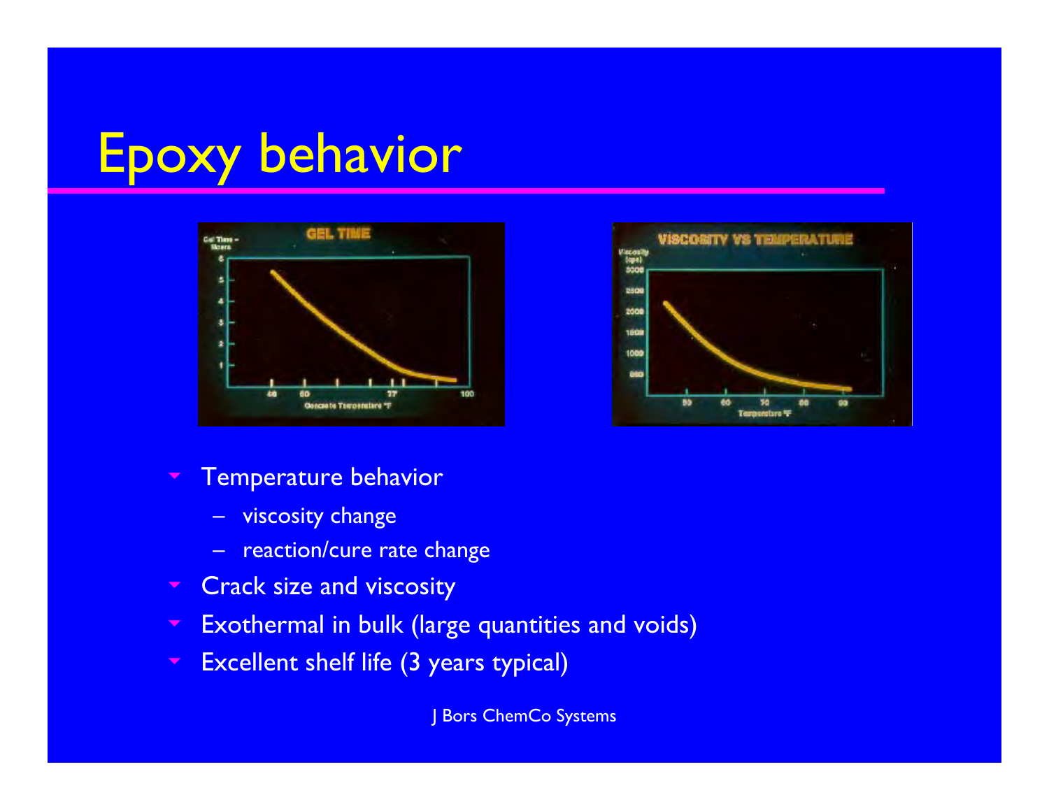# Epoxy behavior

- Temperature behavior
  - viscosity change
  - reaction/cure rate change
- Crack size and viscosity
- Exothermal in bulk (large quantities and voids)
- Excellent shelf life (3 years typical)

J Bors ChemCo Systems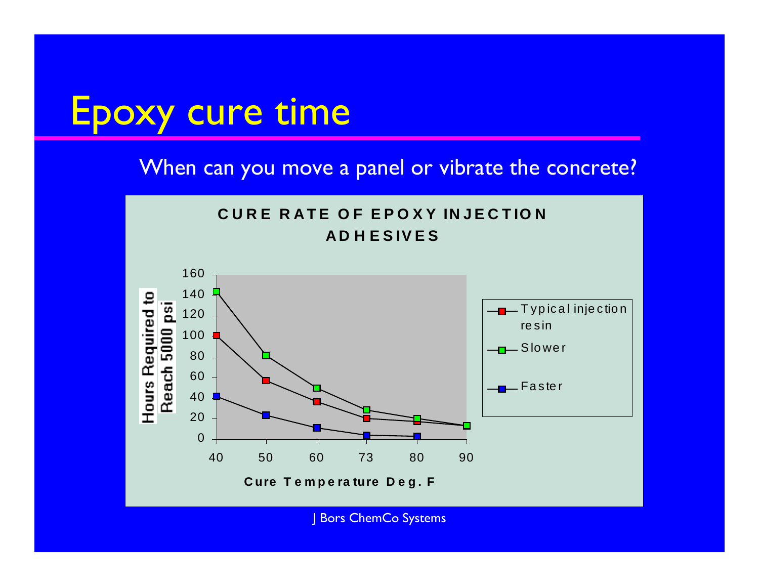# Epoxy cure time

When can you move a panel or vibrate the concrete?

**CURE RATE OF EPOXY INJECTION ADHESIVES**

Hours Required to Reach 5000 psi

Cure Temperature Deg. F

- Typical injection resin
- Slower
- Faster

J Bors ChemCo Systems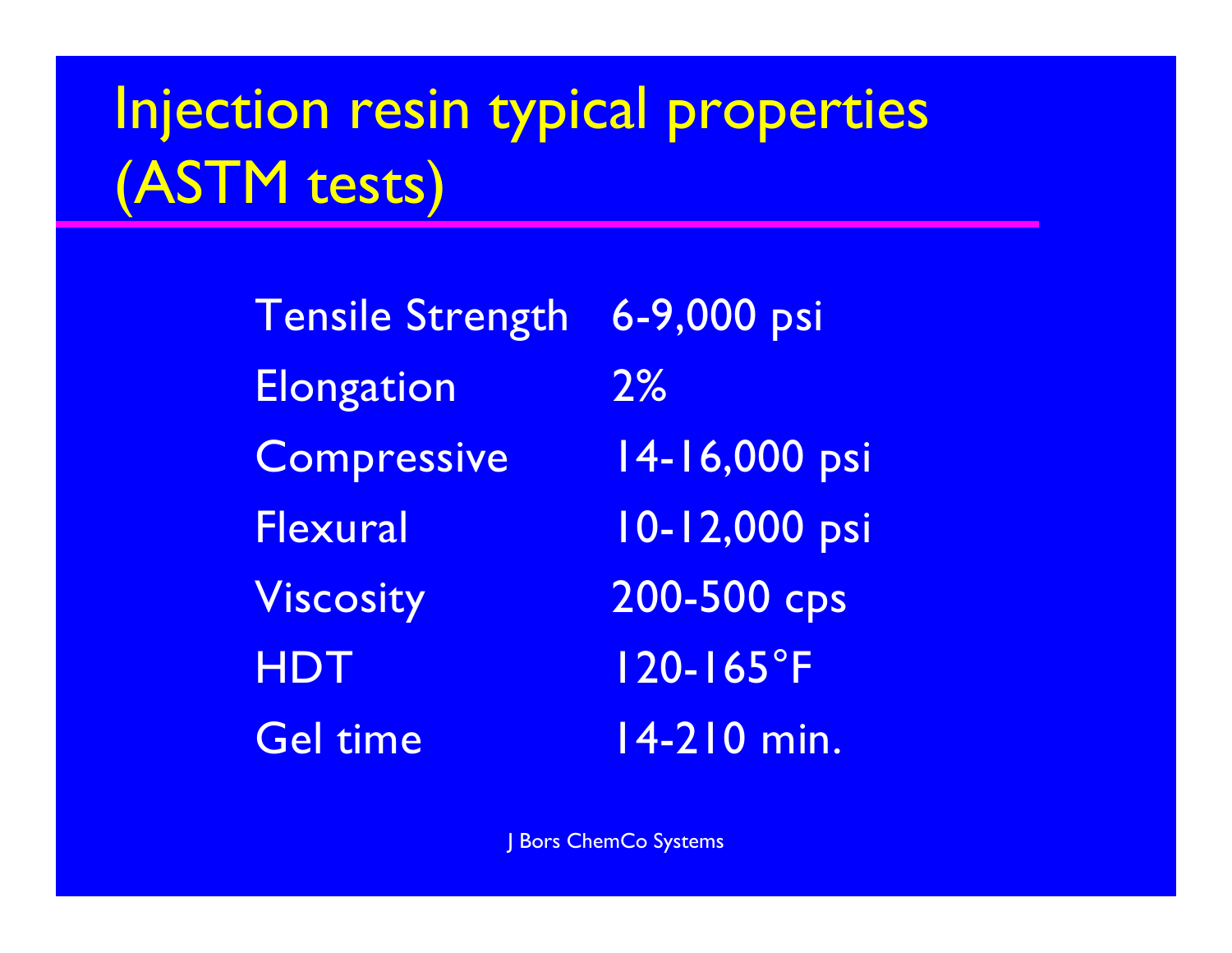# Injection resin typical properties (ASTM tests)

| | |
|---|---|
| Tensile Strength | 6-9,000 psi |
| Elongation | 2% |
| Compressive | 14-16,000 psi |
| Flexural | 10-12,000 psi |
| Viscosity | 200-500 cps |
| HDT | 120-165°F |
| Gel time | 14-210 min. |

J Bors ChemCo Systems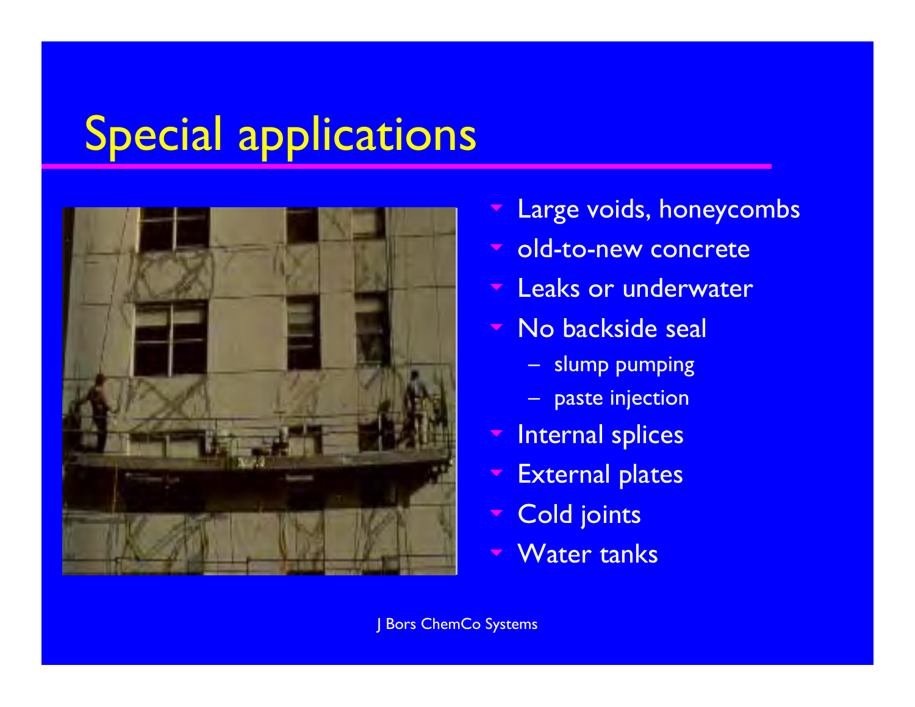# Special applications

- Large voids, honeycombs
- old-to-new concrete
- Leaks or underwater
- No backside seal
  - slump pumping
  - paste injection
- Internal splices
- External plates
- Cold joints
- Water tanks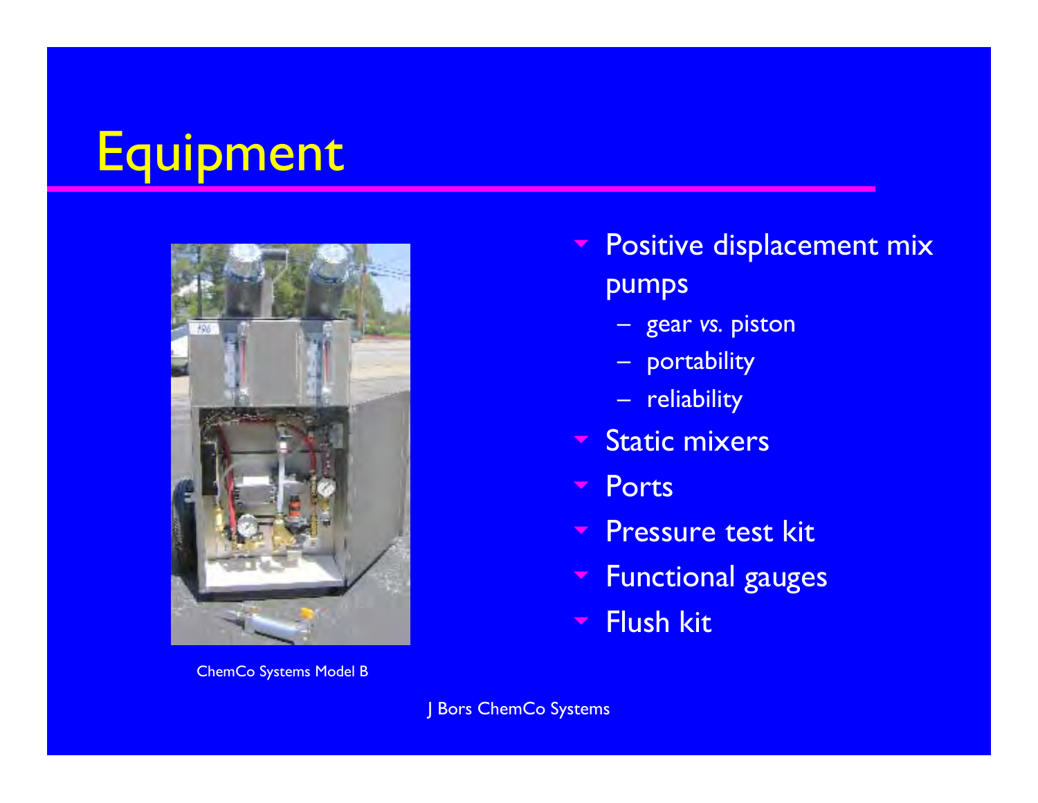# Equipment

- Positive displacement mix pumps
  - gear *vs.* piston
  - portability
  - reliability
- Static mixers
- Ports
- Pressure test kit
- Functional gauges
- Flush kit

ChemCo Systems Model B

J Bors ChemCo Systems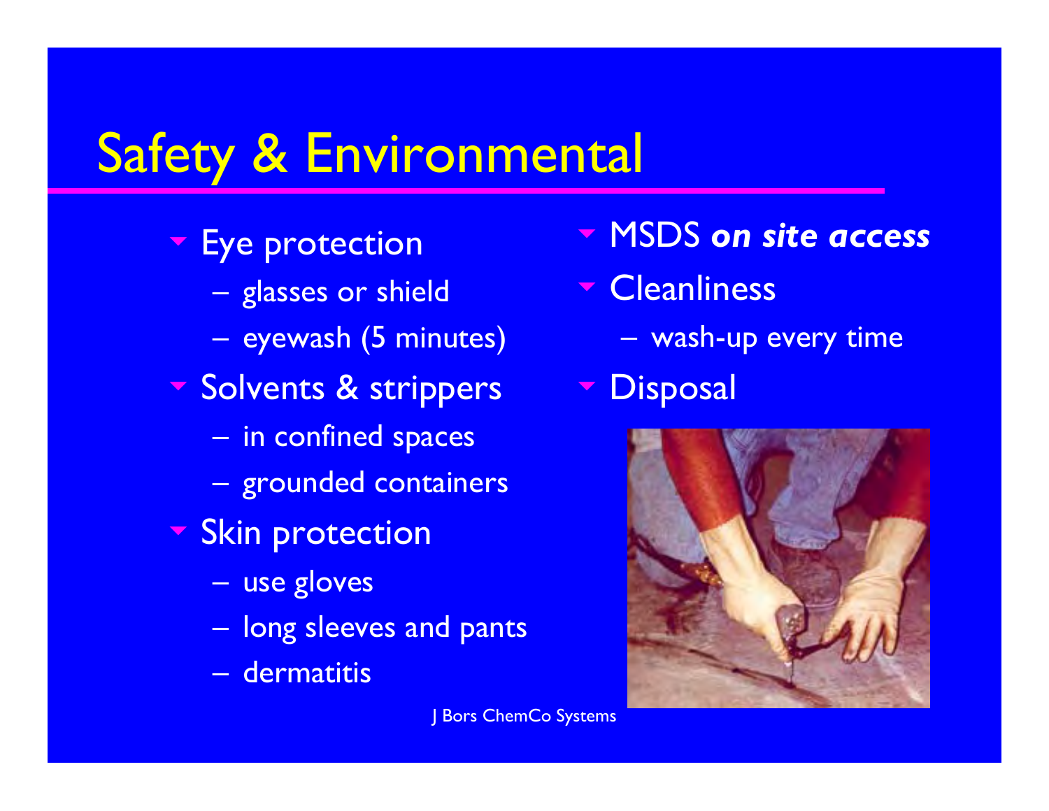# Safety & Environmental

- Eye protection
  - glasses or shield
  - eyewash (5 minutes)
- Solvents & strippers
  - in confined spaces
  - grounded containers
- Skin protection
  - use gloves
  - long sleeves and pants
  - dermatitis
- MSDS ***on site access***
- Cleanliness
  - wash-up every time
- Disposal

J Bors ChemCo Systems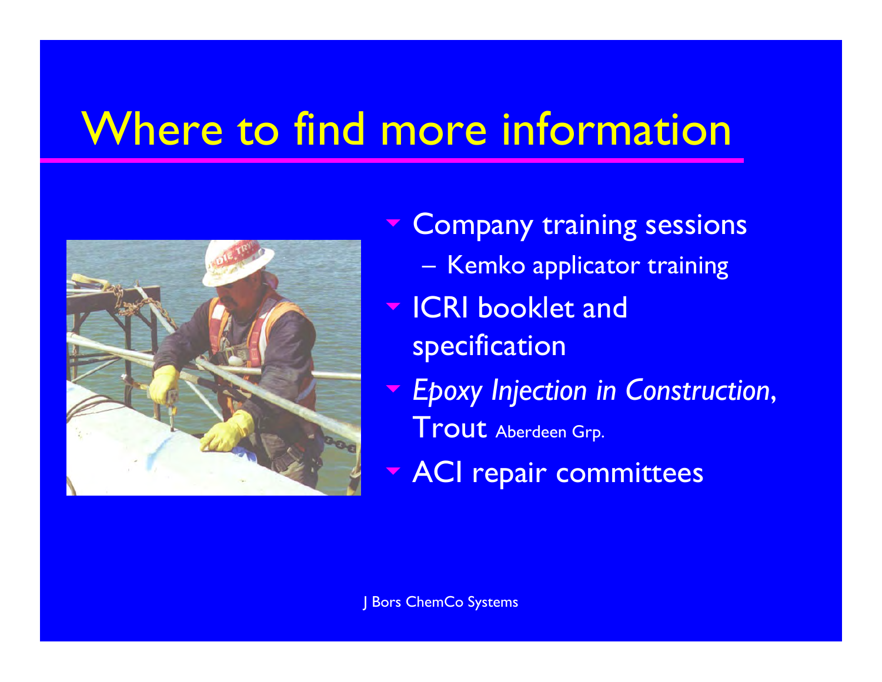# Where to find more information

- Company training sessions
  - Kemko applicator training
- ICRI booklet and specification
- *Epoxy Injection in Construction*, Trout Aberdeen Grp.
- ACI repair committees

J Bors ChemCo Systems